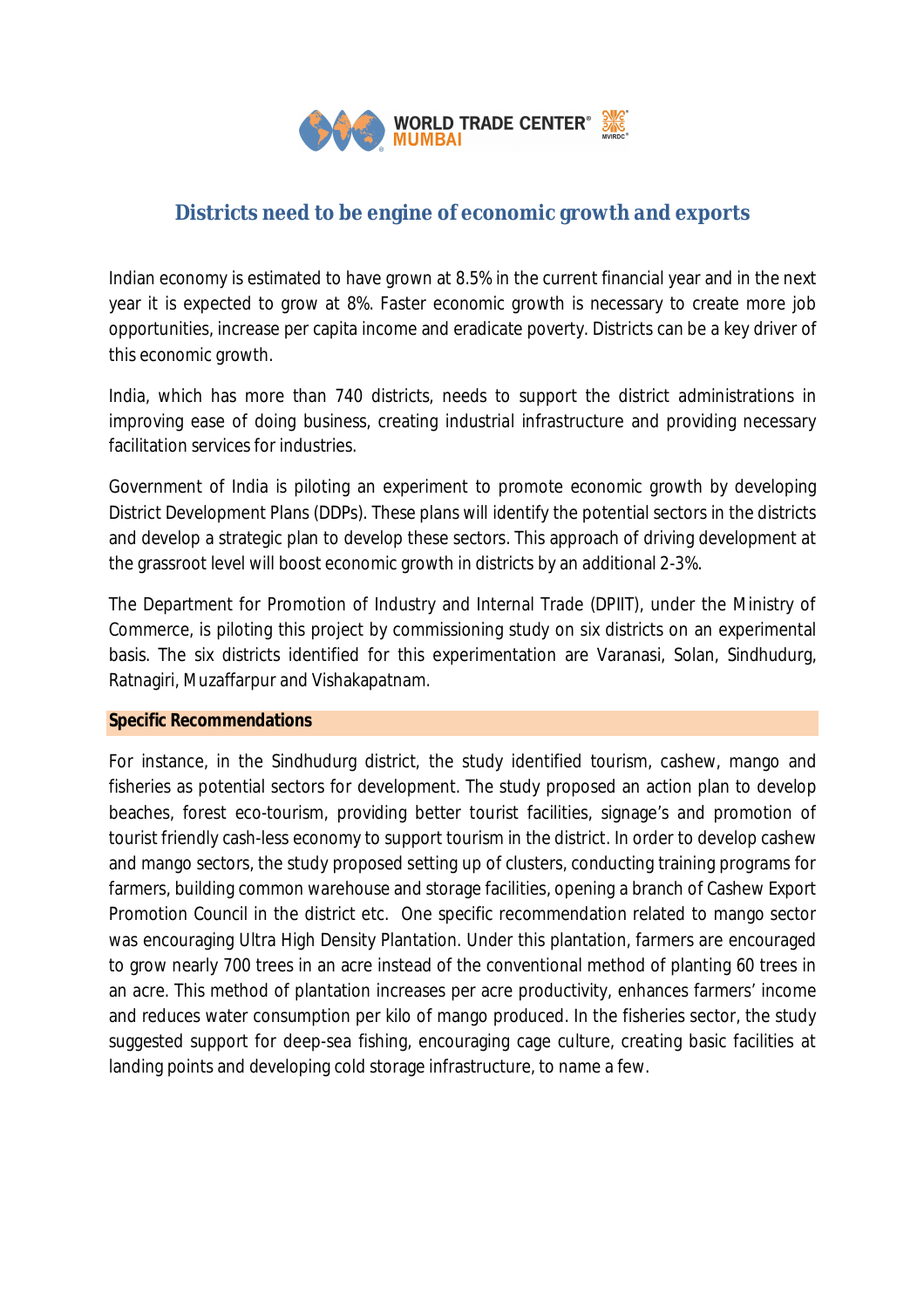# Districts need to be engine of economic growth and exports

Indian economy is estimated to have grown at 8.5% in the current financial year and in the next year it is expected to grow at 8%. Faster economic growth is necessary to create more job opportunities, increase per capita income and eradicate poverty. Districts can be a key driver of this economic growth.

India, which has more than 740 districts, needs to support the district administrations in improving ease of doing business, creating industrial infrastructure and providing necessary facilitation services for industries.

Government of India is piloting an experiment to promote economic growth by developing District Development Plans (DDPs). These plans will identify the potential sectors in the districts and develop a strategic plan to develop these sectors. This approach of driving development at the grassroot level will boost economic growth in districts by an additional 2-3%.

The Department for Promotion of Industry and Internal Trade (DPIIT), under the Ministry of Commerce, is piloting this project by commissioning study on six districts on an experimental basis. The six districts identified for this experimentation are Varanasi, Solan, Sindhudurg, Ratnagiri, Muzaffarpur and Vishakapatnam.

**Specific Recommendations**

For instance, in the Sindhudurg district, the study identified tourism, cashew, mango and fisheries as potential sectors for development. The study proposed an action plan to develop beaches, forest eco-tourism, providing better tourist facilities, signage's and promotion of tourist friendly cash-less economy to support tourism in the district. In order to develop cashew and mango sectors, the study proposed setting up of clusters, conducting training programs for farmers, building common warehouse and storage facilities, opening a branch of Cashew Export Promotion Council in the district etc. One specific recommendation related to mango sector was encouraging Ultra High Density Plantation. Under this plantation, farmers are encouraged to grow nearly 700 trees in an acre instead of the conventional method of planting 60 trees in an acre. This method of plantation increases per acre productivity, enhances farmers' income and reduces water consumption per kilo of mango produced. In the fisheries sector, the study suggested support for deep-sea fishing, encouraging cage culture, creating basic facilities at landing points and developing cold storage infrastructure, to name a few.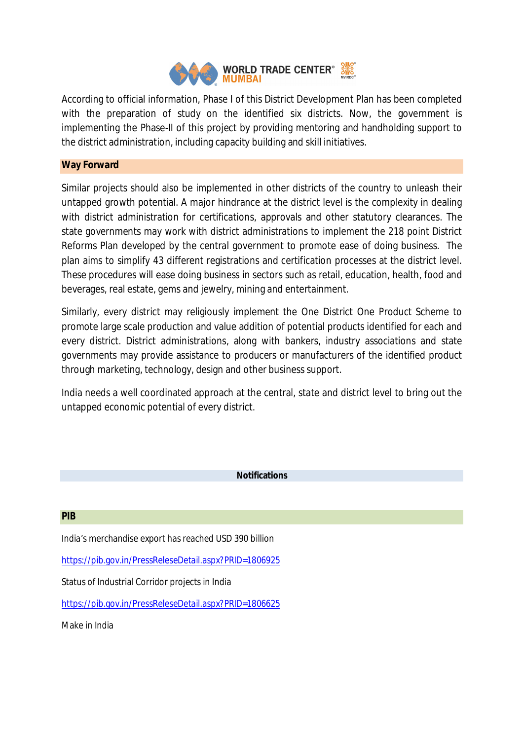According to official information, Phase I of this District Development Plan has been completed with the preparation of study on the identified six districts. Now, the government is implementing the Phase-II of this project by providing mentoring and handholding support to the district administration, including capacity building and skill initiatives.

## Way Forward

Similar projects should also be implemented in other districts of the country to unleash their untapped growth potential. A major hindrance at the district level is the complexity in dealing with district administration for certifications, approvals and other statutory clearances. The state governments may work with district administrations to implement the 218 point District Reforms Plan developed by the central government to promote ease of doing business. The plan aims to simplify 43 different registrations and certification processes at the district level. These procedures will ease doing business in sectors such as retail, education, health, food and beverages, real estate, gems and jewelry, mining and entertainment.

Similarly, every district may religiously implement the One District One Product Scheme to promote large scale production and value addition of potential products identified for each and every district. District administrations, along with bankers, industry associations and state governments may provide assistance to producers or manufacturers of the identified product through marketing, technology, design and other business support.

India needs a well coordinated approach at the central, state and district level to bring out the untapped economic potential of every district.

## Notifications

### PIB

India's merchandise export has reached USD 390 billion

https://pib.gov.in/PressReleseDetail.aspx?PRID=1806925

Status of Industrial Corridor projects in India

https://pib.gov.in/PressReleseDetail.aspx?PRID=1806625

Make in India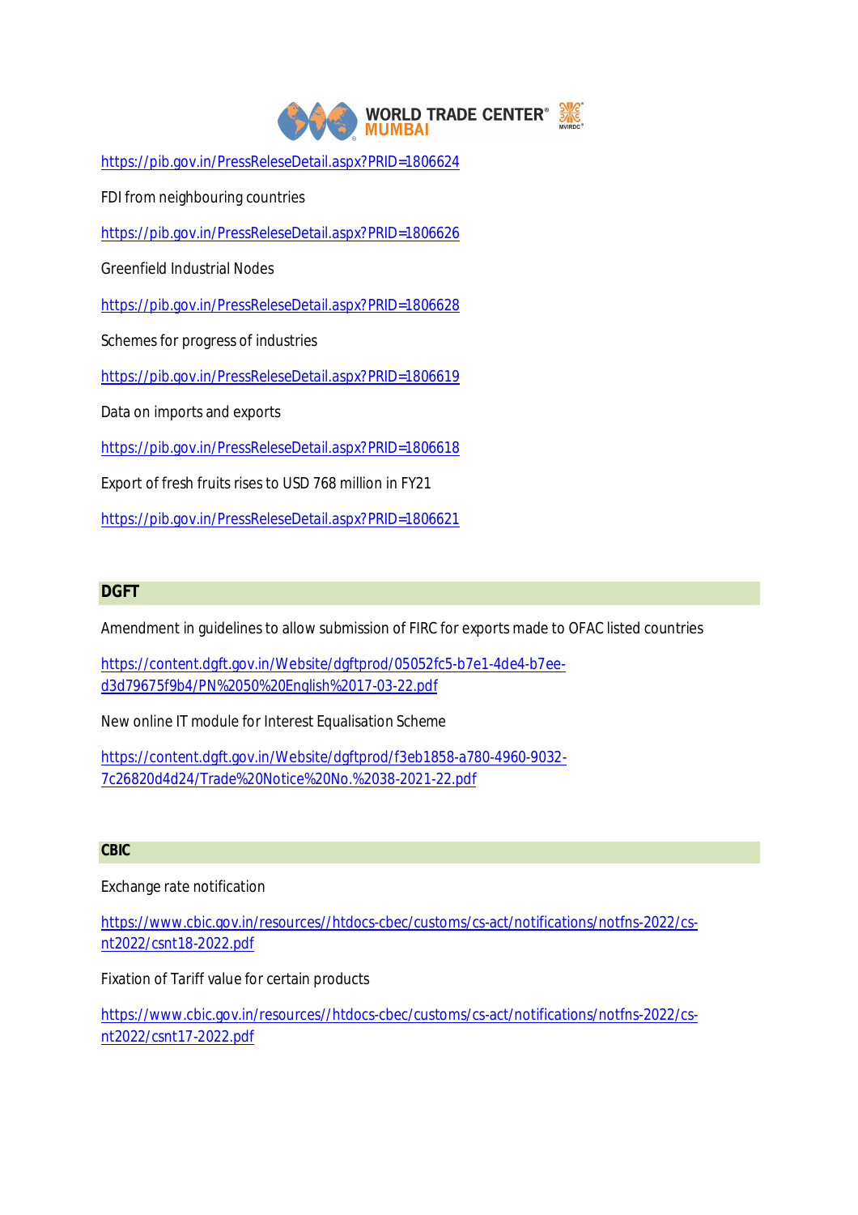https://pib.gov.in/PressReleseDetail.aspx?PRID=1806624

FDI from neighbouring countries

https://pib.gov.in/PressReleseDetail.aspx?PRID=1806626

Greenfield Industrial Nodes

https://pib.gov.in/PressReleseDetail.aspx?PRID=1806628

Schemes for progress of industries

https://pib.gov.in/PressReleseDetail.aspx?PRID=1806619

Data on imports and exports

https://pib.gov.in/PressReleseDetail.aspx?PRID=1806618

Export of fresh fruits rises to USD 768 million in FY21

https://pib.gov.in/PressReleseDetail.aspx?PRID=1806621

## DGFT

Amendment in guidelines to allow submission of FIRC for exports made to OFAC listed countries

https://content.dgft.gov.in/Website/dgftprod/05052fc5-b7e1-4de4-b7ee-d3d79675f9b4/PN%2050%20English%2017-03-22.pdf

New online IT module for Interest Equalisation Scheme

https://content.dgft.gov.in/Website/dgftprod/f3eb1858-a780-4960-9032-7c26820d4d24/Trade%20Notice%20No.%2038-2021-22.pdf

## CBIC

Exchange rate notification

https://www.cbic.gov.in/resources//htdocs-cbec/customs/cs-act/notifications/notfns-2022/cs-nt2022/csnt18-2022.pdf

Fixation of Tariff value for certain products

https://www.cbic.gov.in/resources//htdocs-cbec/customs/cs-act/notifications/notfns-2022/cs-nt2022/csnt17-2022.pdf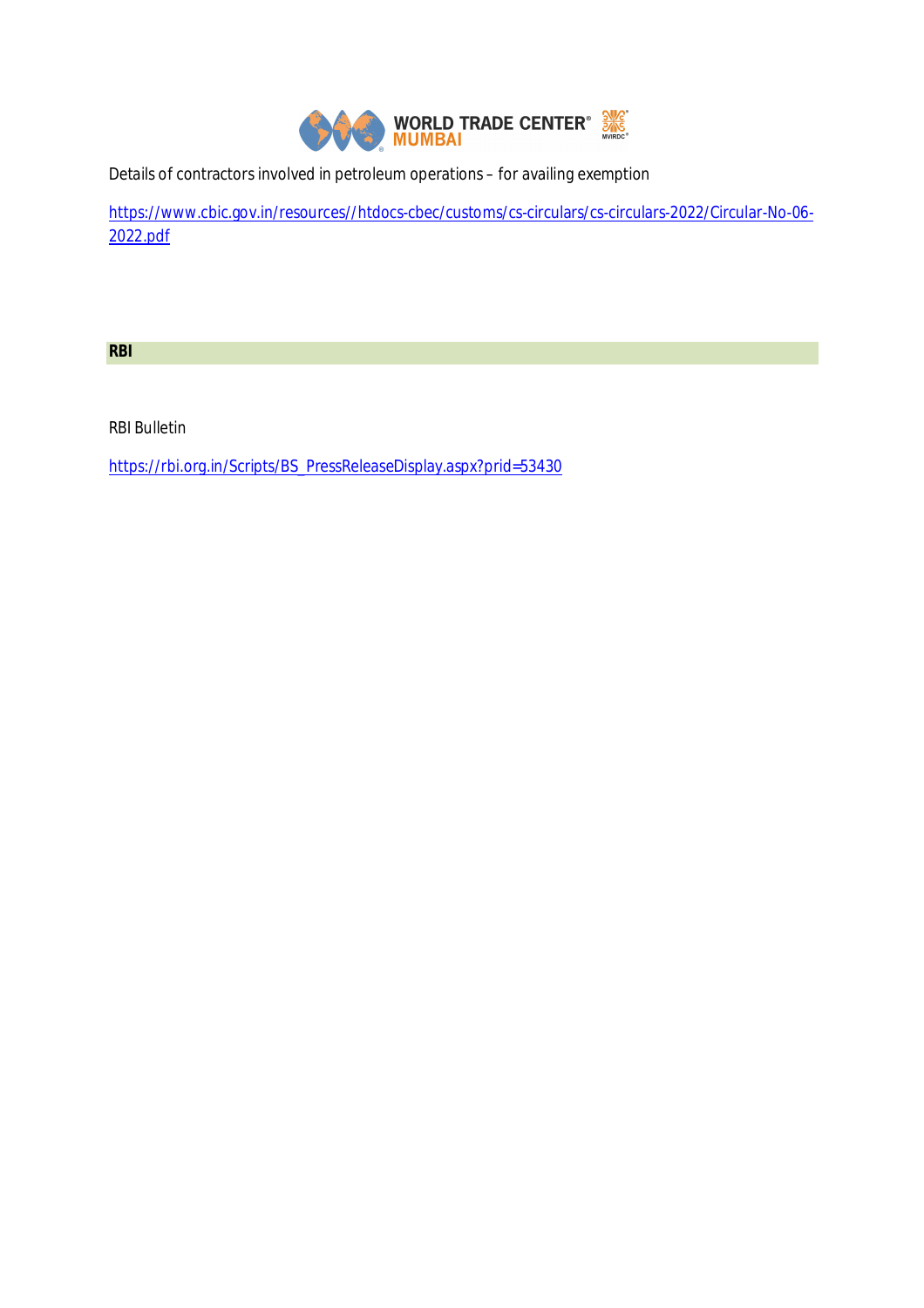Details of contractors involved in petroleum operations – for availing exemption

https://www.cbic.gov.in/resources//htdocs-cbec/customs/cs-circulars/cs-circulars-2022/Circular-No-06-2022.pdf

**RBI**

RBI Bulletin

https://rbi.org.in/Scripts/BS_PressReleaseDisplay.aspx?prid=53430